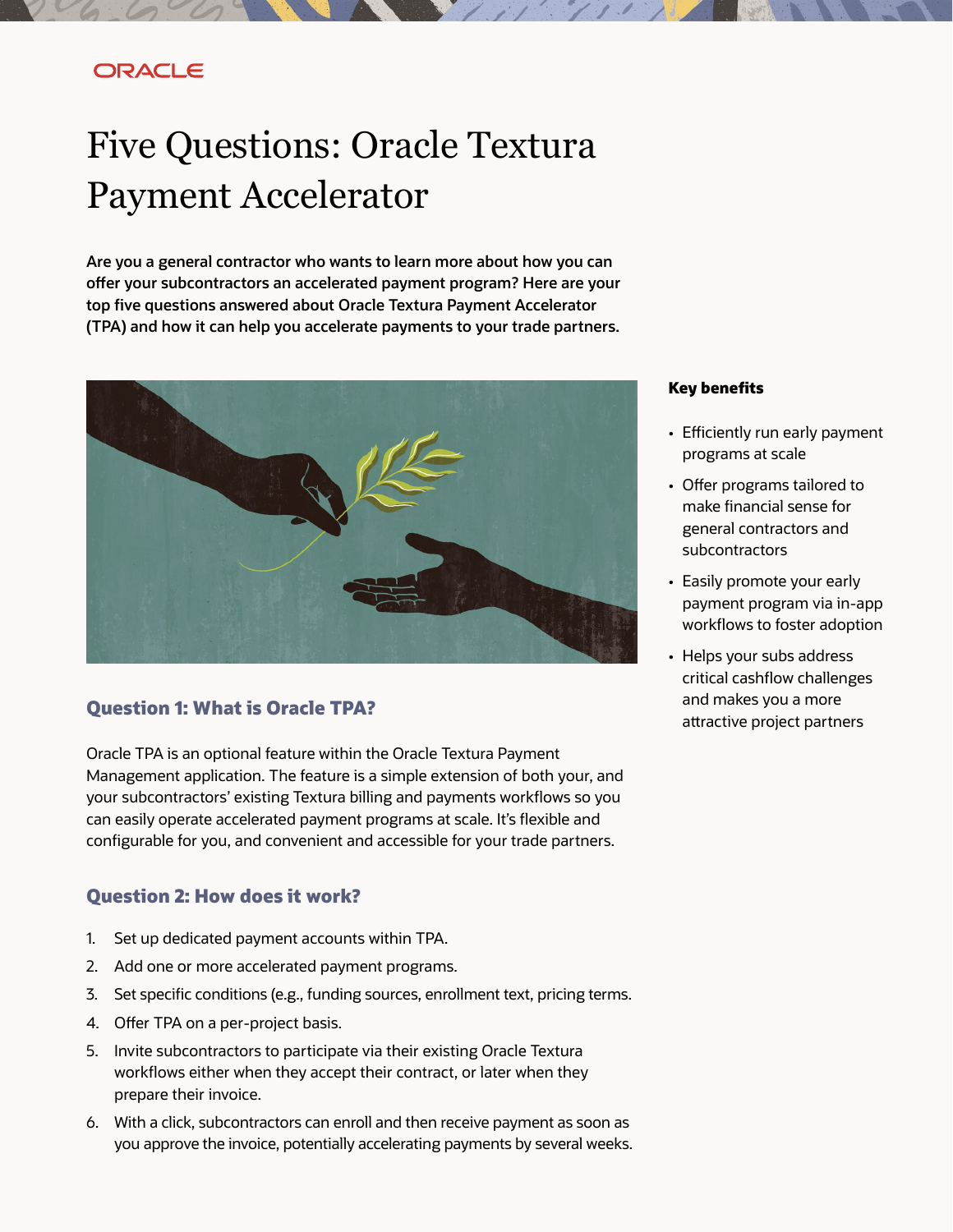ORACLE

# Five Questions: Oracle Textura Payment Accelerator

**Are you a general contractor who wants to learn more about how you can offer your subcontractors an accelerated payment program? Here are your top five questions answered about Oracle Textura Payment Accelerator (TPA) and how it can help you accelerate payments to your trade partners.**

## Question 1: What is Oracle TPA?

Oracle TPA is an optional feature within the Oracle Textura Payment Management application. The feature is a simple extension of both your, and your subcontractors' existing Textura billing and payments workflows so you can easily operate accelerated payment programs at scale. It's flexible and configurable for you, and convenient and accessible for your trade partners.

## Question 2: How does it work?

1. Set up dedicated payment accounts within TPA.
2. Add one or more accelerated payment programs.
3. Set specific conditions (e.g., funding sources, enrollment text, pricing terms.
4. Offer TPA on a per-project basis.
5. Invite subcontractors to participate via their existing Oracle Textura workflows either when they accept their contract, or later when they prepare their invoice.
6. With a click, subcontractors can enroll and then receive payment as soon as you approve the invoice, potentially accelerating payments by several weeks.

### Key benefits

- Efficiently run early payment programs at scale
- Offer programs tailored to make financial sense for general contractors and subcontractors
- Easily promote your early payment program via in-app workflows to foster adoption
- Helps your subs address critical cashflow challenges and makes you a more attractive project partners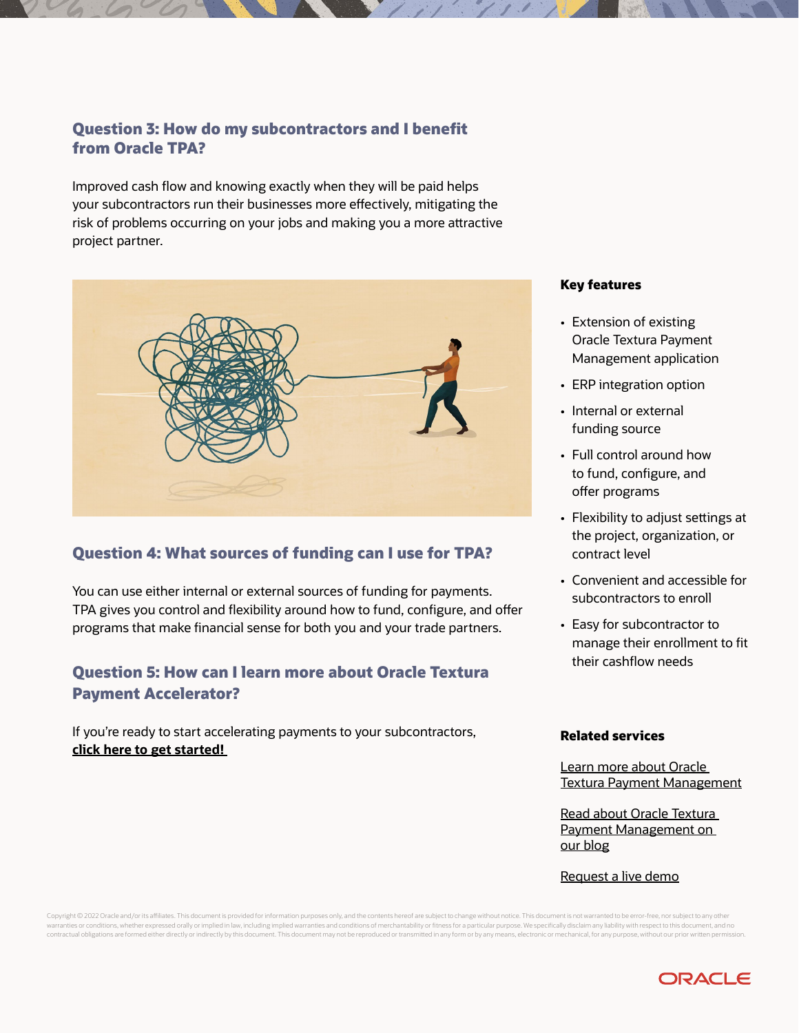## Question 3: How do my subcontractors and I benefit from Oracle TPA?

Improved cash flow and knowing exactly when they will be paid helps your subcontractors run their businesses more effectively, mitigating the risk of problems occurring on your jobs and making you a more attractive project partner.

## Question 4: What sources of funding can I use for TPA?

You can use either internal or external sources of funding for payments. TPA gives you control and flexibility around how to fund, configure, and offer programs that make financial sense for both you and your trade partners.

## Question 5: How can I learn more about Oracle Textura Payment Accelerator?

If you're ready to start accelerating payments to your subcontractors, **click here to get started!**

### Key features

- Extension of existing Oracle Textura Payment Management application
- ERP integration option
- Internal or external funding source
- Full control around how to fund, configure, and offer programs
- Flexibility to adjust settings at the project, organization, or contract level
- Convenient and accessible for subcontractors to enroll
- Easy for subcontractor to manage their enrollment to fit their cashflow needs

### Related services

Learn more about Oracle Textura Payment Management

Read about Oracle Textura Payment Management on our blog

Request a live demo

Copyright © 2022 Oracle and/or its affiliates. This document is provided for information purposes only, and the contents hereof are subject to change without notice. This document is not warranted to be error-free, nor subject to any other warranties or conditions, whether expressed orally or implied in law, including implied warranties and conditions of merchantability or fitness for a particular purpose. We specifically disclaim any liability with respect to this document, and no contractual obligations are formed either directly or indirectly by this document. This document may not be reproduced or transmitted in any form or by any means, electronic or mechanical, for any purpose, without our prior written permission.